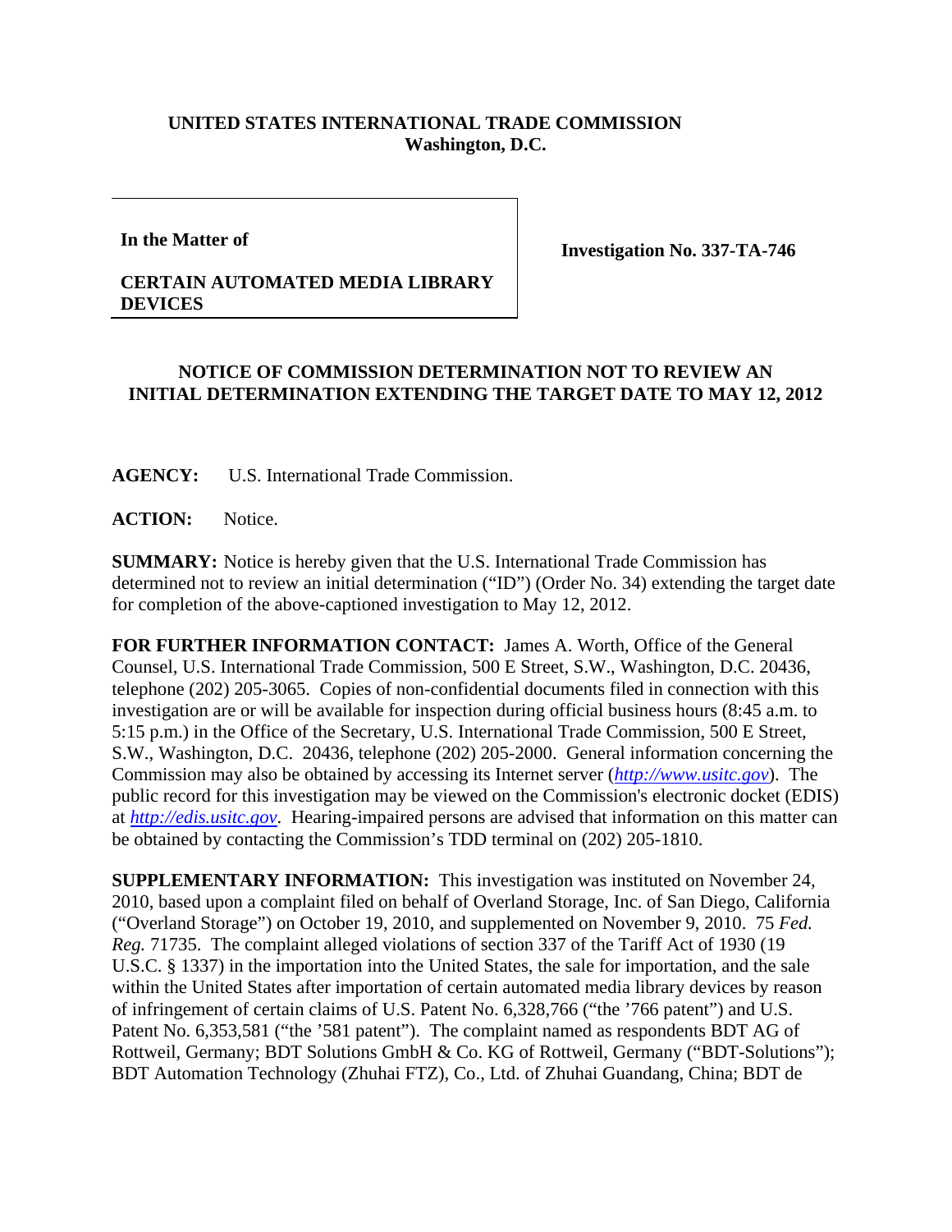**UNITED STATES INTERNATIONAL TRADE COMMISSION**
**Washington, D.C.**

| | |
|---|---|
| **In the Matter of**<br><br>**CERTAIN AUTOMATED MEDIA LIBRARY DEVICES** | **Investigation No. 337-TA-746** |

## NOTICE OF COMMISSION DETERMINATION NOT TO REVIEW AN INITIAL DETERMINATION EXTENDING THE TARGET DATE TO MAY 12, 2012

**AGENCY:** U.S. International Trade Commission.

**ACTION:** Notice.

**SUMMARY:** Notice is hereby given that the U.S. International Trade Commission has determined not to review an initial determination ("ID") (Order No. 34) extending the target date for completion of the above-captioned investigation to May 12, 2012.

**FOR FURTHER INFORMATION CONTACT:** James A. Worth, Office of the General Counsel, U.S. International Trade Commission, 500 E Street, S.W., Washington, D.C. 20436, telephone (202) 205-3065. Copies of non-confidential documents filed in connection with this investigation are or will be available for inspection during official business hours (8:45 a.m. to 5:15 p.m.) in the Office of the Secretary, U.S. International Trade Commission, 500 E Street, S.W., Washington, D.C. 20436, telephone (202) 205-2000. General information concerning the Commission may also be obtained by accessing its Internet server (*http://www.usitc.gov*). The public record for this investigation may be viewed on the Commission's electronic docket (EDIS) at *http://edis.usitc.gov*. Hearing-impaired persons are advised that information on this matter can be obtained by contacting the Commission's TDD terminal on (202) 205-1810.

**SUPPLEMENTARY INFORMATION:** This investigation was instituted on November 24, 2010, based upon a complaint filed on behalf of Overland Storage, Inc. of San Diego, California ("Overland Storage") on October 19, 2010, and supplemented on November 9, 2010. 75 *Fed. Reg.* 71735. The complaint alleged violations of section 337 of the Tariff Act of 1930 (19 U.S.C. § 1337) in the importation into the United States, the sale for importation, and the sale within the United States after importation of certain automated media library devices by reason of infringement of certain claims of U.S. Patent No. 6,328,766 ("the '766 patent") and U.S. Patent No. 6,353,581 ("the '581 patent"). The complaint named as respondents BDT AG of Rottweil, Germany; BDT Solutions GmbH & Co. KG of Rottweil, Germany ("BDT-Solutions"); BDT Automation Technology (Zhuhai FTZ), Co., Ltd. of Zhuhai Guandang, China; BDT de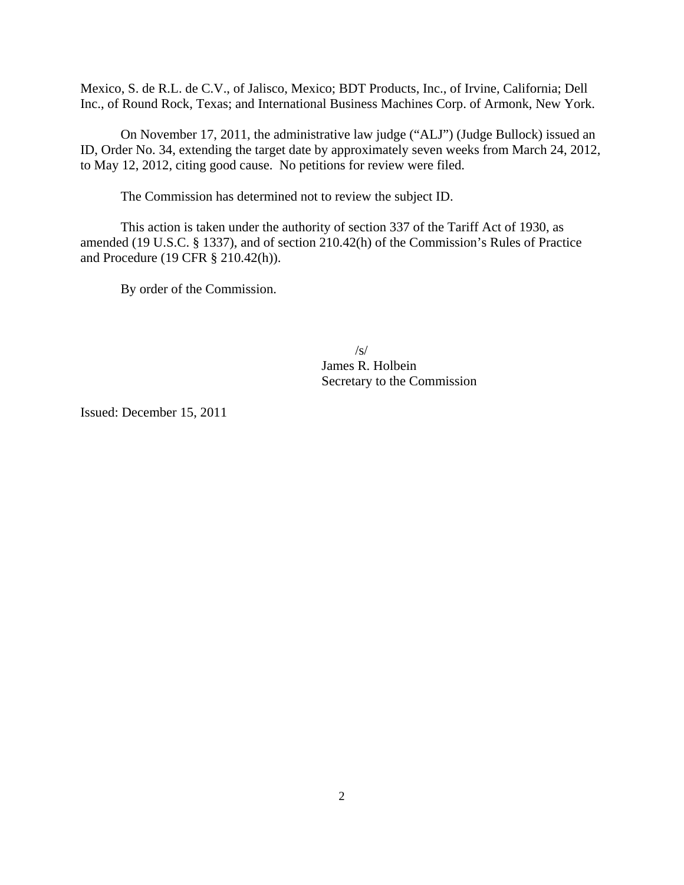Mexico, S. de R.L. de C.V., of Jalisco, Mexico; BDT Products, Inc., of Irvine, California; Dell Inc., of Round Rock, Texas; and International Business Machines Corp. of Armonk, New York.

On November 17, 2011, the administrative law judge ("ALJ") (Judge Bullock) issued an ID, Order No. 34, extending the target date by approximately seven weeks from March 24, 2012, to May 12, 2012, citing good cause. No petitions for review were filed.

The Commission has determined not to review the subject ID.

This action is taken under the authority of section 337 of the Tariff Act of 1930, as amended (19 U.S.C. § 1337), and of section 210.42(h) of the Commission's Rules of Practice and Procedure (19 CFR § 210.42(h)).

By order of the Commission.

/s/
James R. Holbein
Secretary to the Commission

Issued: December 15, 2011